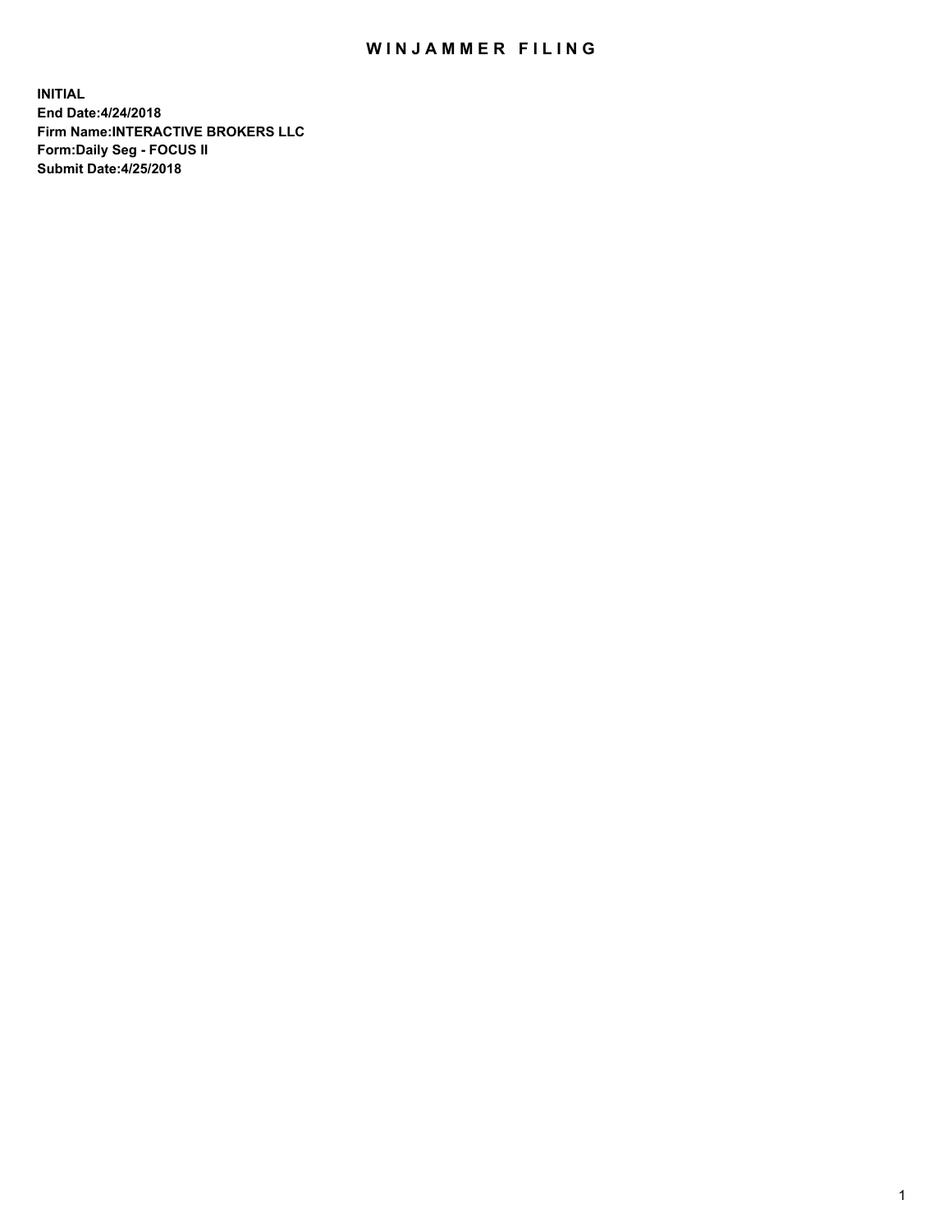# WINJAMMER FILING

**INITIAL**
**End Date:4/24/2018**
**Firm Name:INTERACTIVE BROKERS LLC**
**Form:Daily Seg - FOCUS II**
**Submit Date:4/25/2018**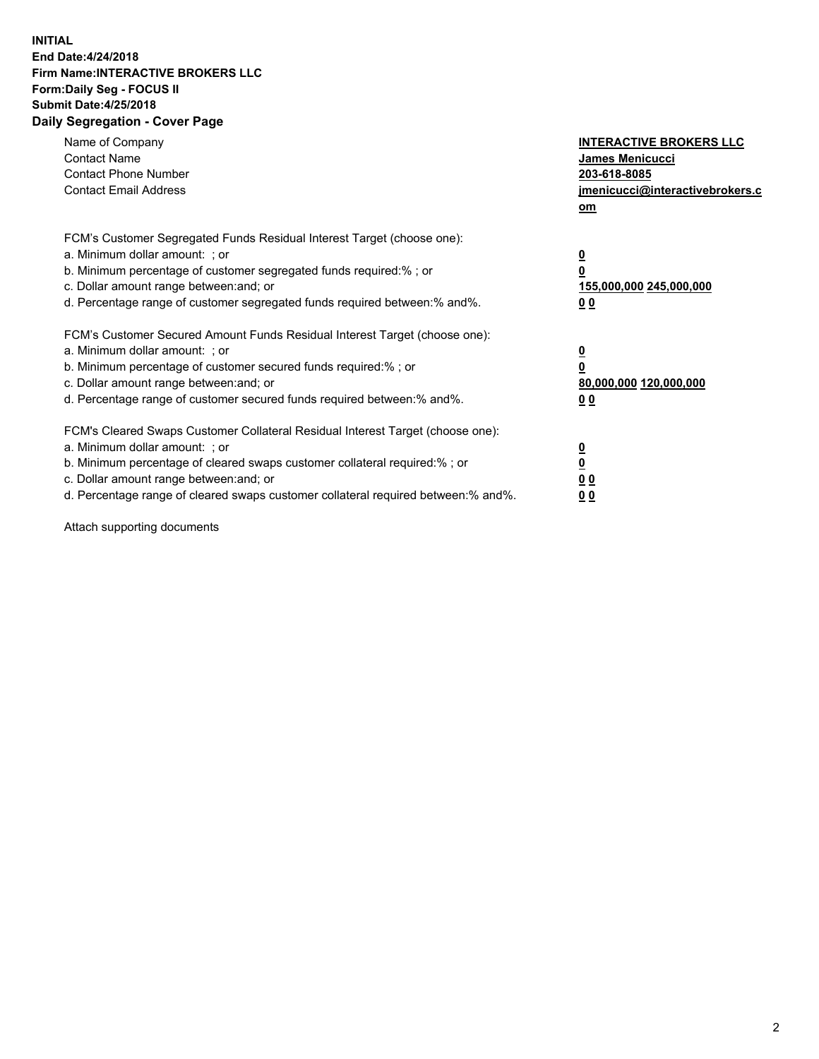**INITIAL**
**End Date:4/24/2018**
**Firm Name:INTERACTIVE BROKERS LLC**
**Form:Daily Seg - FOCUS II**
**Submit Date:4/25/2018**
**Daily Segregation - Cover Page**

| | |
|---|---|
| Name of Company | **INTERACTIVE BROKERS LLC** |
| Contact Name | **James Menicucci** |
| Contact Phone Number | **203-618-8085** |
| Contact Email Address | **jmenicucci@interactivebrokers.com** |

FCM's Customer Segregated Funds Residual Interest Target (choose one):

| | |
|---|---|
| a. Minimum dollar amount: ; or | **0** |
| b. Minimum percentage of customer segregated funds required:% ; or | **0** |
| c. Dollar amount range between:and; or | **155,000,000 245,000,000** |
| d. Percentage range of customer segregated funds required between:% and%. | **0 0** |

FCM's Customer Secured Amount Funds Residual Interest Target (choose one):

| | |
|---|---|
| a. Minimum dollar amount: ; or | **0** |
| b. Minimum percentage of customer secured funds required:% ; or | **0** |
| c. Dollar amount range between:and; or | **80,000,000 120,000,000** |
| d. Percentage range of customer secured funds required between:% and%. | **0 0** |

FCM's Cleared Swaps Customer Collateral Residual Interest Target (choose one):

| | |
|---|---|
| a. Minimum dollar amount: ; or | **0** |
| b. Minimum percentage of cleared swaps customer collateral required:% ; or | **0** |
| c. Dollar amount range between:and; or | **0 0** |
| d. Percentage range of cleared swaps customer collateral required between:% and%. | **0 0** |

Attach supporting documents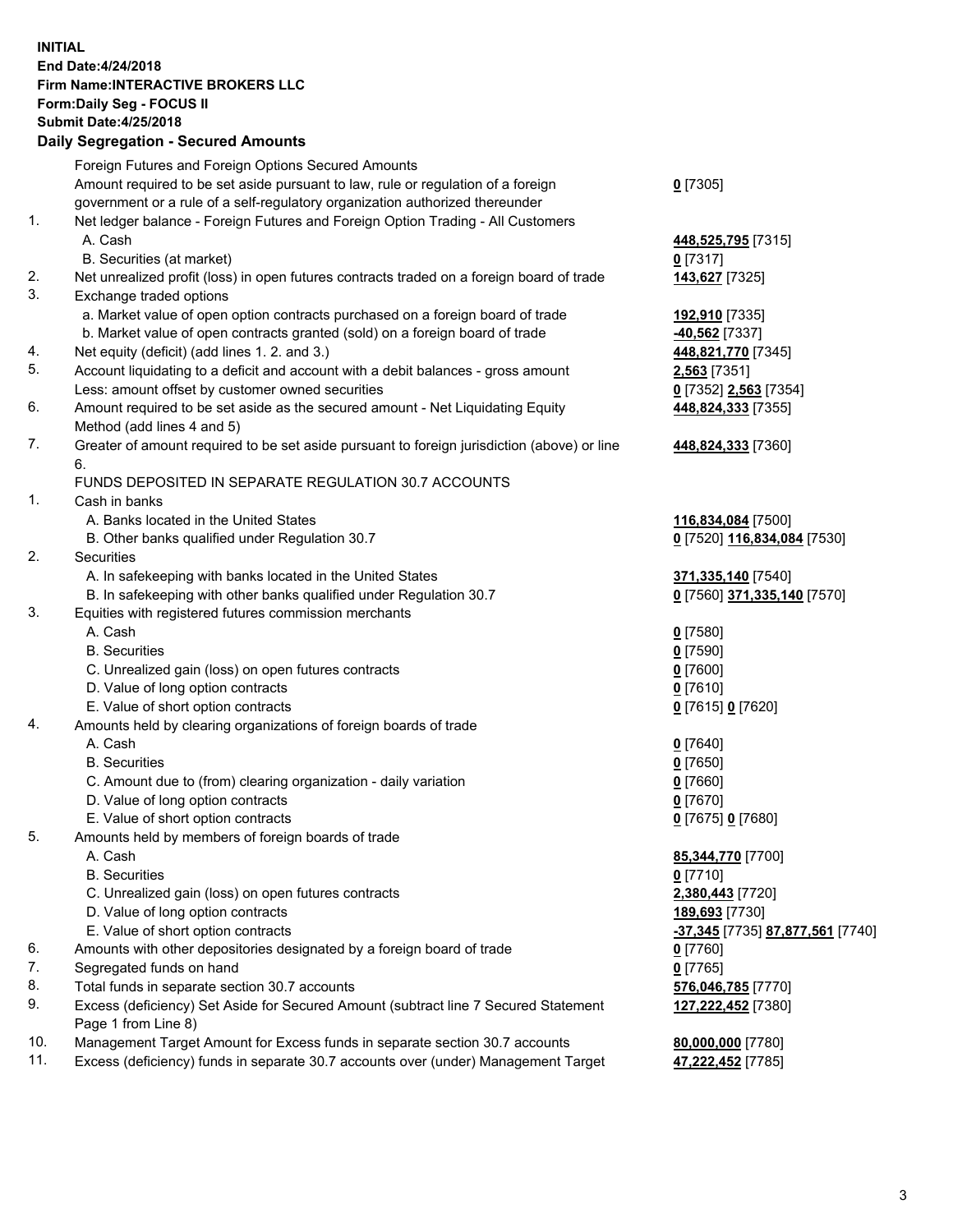**INITIAL**
**End Date:4/24/2018**
**Firm Name:INTERACTIVE BROKERS LLC**
**Form:Daily Seg - FOCUS II**
**Submit Date:4/25/2018**

## Daily Segregation - Secured Amounts

| | | |
|---|---|---|
| | Foreign Futures and Foreign Options Secured Amounts | |
| | Amount required to be set aside pursuant to law, rule or regulation of a foreign government or a rule of a self-regulatory organization authorized thereunder | **0** [7305] |
| 1. | Net ledger balance - Foreign Futures and Foreign Option Trading - All Customers | |
| | A. Cash | **448,525,795** [7315] |
| | B. Securities (at market) | **0** [7317] |
| 2. | Net unrealized profit (loss) in open futures contracts traded on a foreign board of trade | **143,627** [7325] |
| 3. | Exchange traded options | |
| | a. Market value of open option contracts purchased on a foreign board of trade | **192,910** [7335] |
| | b. Market value of open contracts granted (sold) on a foreign board of trade | **-40,562** [7337] |
| 4. | Net equity (deficit) (add lines 1. 2. and 3.) | **448,821,770** [7345] |
| 5. | Account liquidating to a deficit and account with a debit balances - gross amount | **2,563** [7351] |
| | Less: amount offset by customer owned securities | **0** [7352] **2,563** [7354] |
| 6. | Amount required to be set aside as the secured amount - Net Liquidating Equity Method (add lines 4 and 5) | **448,824,333** [7355] |
| 7. | Greater of amount required to be set aside pursuant to foreign jurisdiction (above) or line 6. | **448,824,333** [7360] |
| | FUNDS DEPOSITED IN SEPARATE REGULATION 30.7 ACCOUNTS | |
| 1. | Cash in banks | |
| | A. Banks located in the United States | **116,834,084** [7500] |
| | B. Other banks qualified under Regulation 30.7 | **0** [7520] **116,834,084** [7530] |
| 2. | Securities | |
| | A. In safekeeping with banks located in the United States | **371,335,140** [7540] |
| | B. In safekeeping with other banks qualified under Regulation 30.7 | **0** [7560] **371,335,140** [7570] |
| 3. | Equities with registered futures commission merchants | |
| | A. Cash | **0** [7580] |
| | B. Securities | **0** [7590] |
| | C. Unrealized gain (loss) on open futures contracts | **0** [7600] |
| | D. Value of long option contracts | **0** [7610] |
| | E. Value of short option contracts | **0** [7615] **0** [7620] |
| 4. | Amounts held by clearing organizations of foreign boards of trade | |
| | A. Cash | **0** [7640] |
| | B. Securities | **0** [7650] |
| | C. Amount due to (from) clearing organization - daily variation | **0** [7660] |
| | D. Value of long option contracts | **0** [7670] |
| | E. Value of short option contracts | **0** [7675] **0** [7680] |
| 5. | Amounts held by members of foreign boards of trade | |
| | A. Cash | **85,344,770** [7700] |
| | B. Securities | **0** [7710] |
| | C. Unrealized gain (loss) on open futures contracts | **2,380,443** [7720] |
| | D. Value of long option contracts | **189,693** [7730] |
| | E. Value of short option contracts | **-37,345** [7735] **87,877,561** [7740] |
| 6. | Amounts with other depositories designated by a foreign board of trade | **0** [7760] |
| 7. | Segregated funds on hand | **0** [7765] |
| 8. | Total funds in separate section 30.7 accounts | **576,046,785** [7770] |
| 9. | Excess (deficiency) Set Aside for Secured Amount (subtract line 7 Secured Statement Page 1 from Line 8) | **127,222,452** [7380] |
| 10. | Management Target Amount for Excess funds in separate section 30.7 accounts | **80,000,000** [7780] |
| 11. | Excess (deficiency) funds in separate 30.7 accounts over (under) Management Target | **47,222,452** [7785] |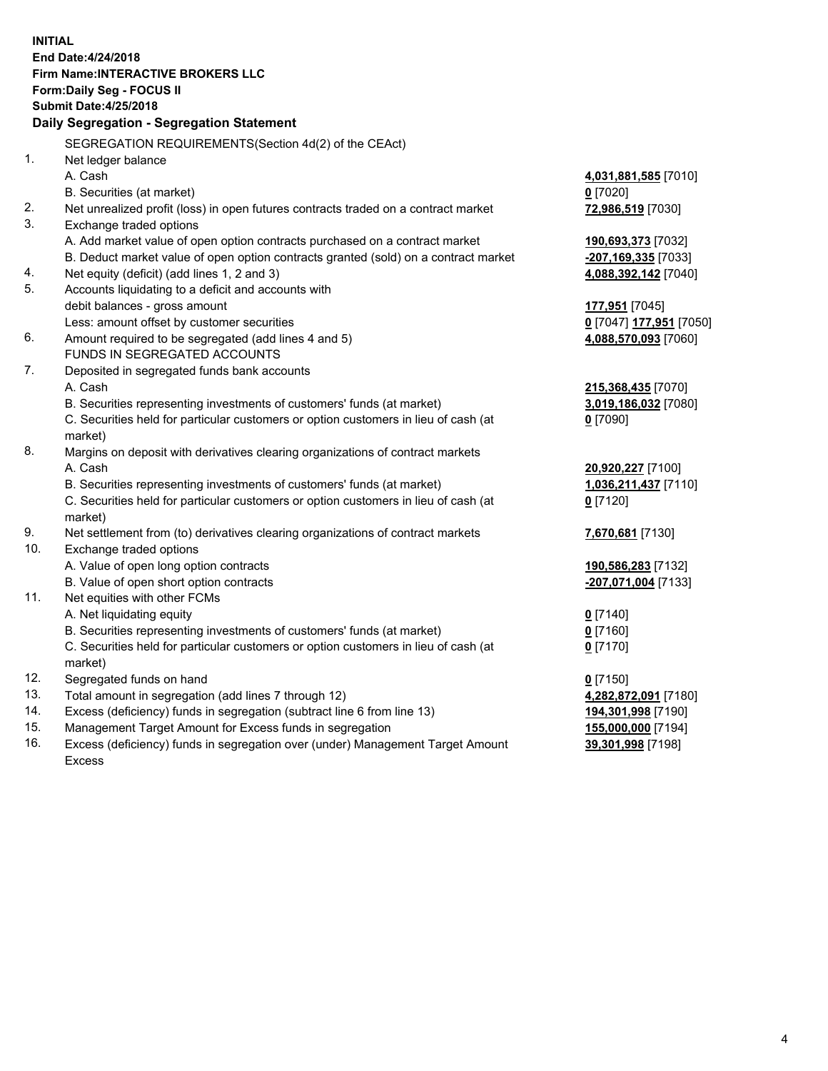**INITIAL**
**End Date:4/24/2018**
**Firm Name:INTERACTIVE BROKERS LLC**
**Form:Daily Seg - FOCUS II**
**Submit Date:4/25/2018**
**Daily Segregation - Segregation Statement**

SEGREGATION REQUIREMENTS(Section 4d(2) of the CEAct)

| | | |
|---|---|---|
| 1. | Net ledger balance | |
| | A. Cash | **4,031,881,585** [7010] |
| | B. Securities (at market) | **0** [7020] |
| 2. | Net unrealized profit (loss) in open futures contracts traded on a contract market | **72,986,519** [7030] |
| 3. | Exchange traded options | |
| | A. Add market value of open option contracts purchased on a contract market | **190,693,373** [7032] |
| | B. Deduct market value of open option contracts granted (sold) on a contract market | **-207,169,335** [7033] |
| 4. | Net equity (deficit) (add lines 1, 2 and 3) | **4,088,392,142** [7040] |
| 5. | Accounts liquidating to a deficit and accounts with | |
| | debit balances - gross amount | **177,951** [7045] |
| | Less: amount offset by customer securities | **0** [7047] **177,951** [7050] |
| 6. | Amount required to be segregated (add lines 4 and 5) | **4,088,570,093** [7060] |
| | FUNDS IN SEGREGATED ACCOUNTS | |
| 7. | Deposited in segregated funds bank accounts | |
| | A. Cash | **215,368,435** [7070] |
| | B. Securities representing investments of customers' funds (at market) | **3,019,186,032** [7080] |
| | C. Securities held for particular customers or option customers in lieu of cash (at market) | **0** [7090] |
| 8. | Margins on deposit with derivatives clearing organizations of contract markets | |
| | A. Cash | **20,920,227** [7100] |
| | B. Securities representing investments of customers' funds (at market) | **1,036,211,437** [7110] |
| | C. Securities held for particular customers or option customers in lieu of cash (at market) | **0** [7120] |
| 9. | Net settlement from (to) derivatives clearing organizations of contract markets | **7,670,681** [7130] |
| 10. | Exchange traded options | |
| | A. Value of open long option contracts | **190,586,283** [7132] |
| | B. Value of open short option contracts | **-207,071,004** [7133] |
| 11. | Net equities with other FCMs | |
| | A. Net liquidating equity | **0** [7140] |
| | B. Securities representing investments of customers' funds (at market) | **0** [7160] |
| | C. Securities held for particular customers or option customers in lieu of cash (at market) | **0** [7170] |
| 12. | Segregated funds on hand | **0** [7150] |
| 13. | Total amount in segregation (add lines 7 through 12) | **4,282,872,091** [7180] |
| 14. | Excess (deficiency) funds in segregation (subtract line 6 from line 13) | **194,301,998** [7190] |
| 15. | Management Target Amount for Excess funds in segregation | **155,000,000** [7194] |
| 16. | Excess (deficiency) funds in segregation over (under) Management Target Amount Excess | **39,301,998** [7198] |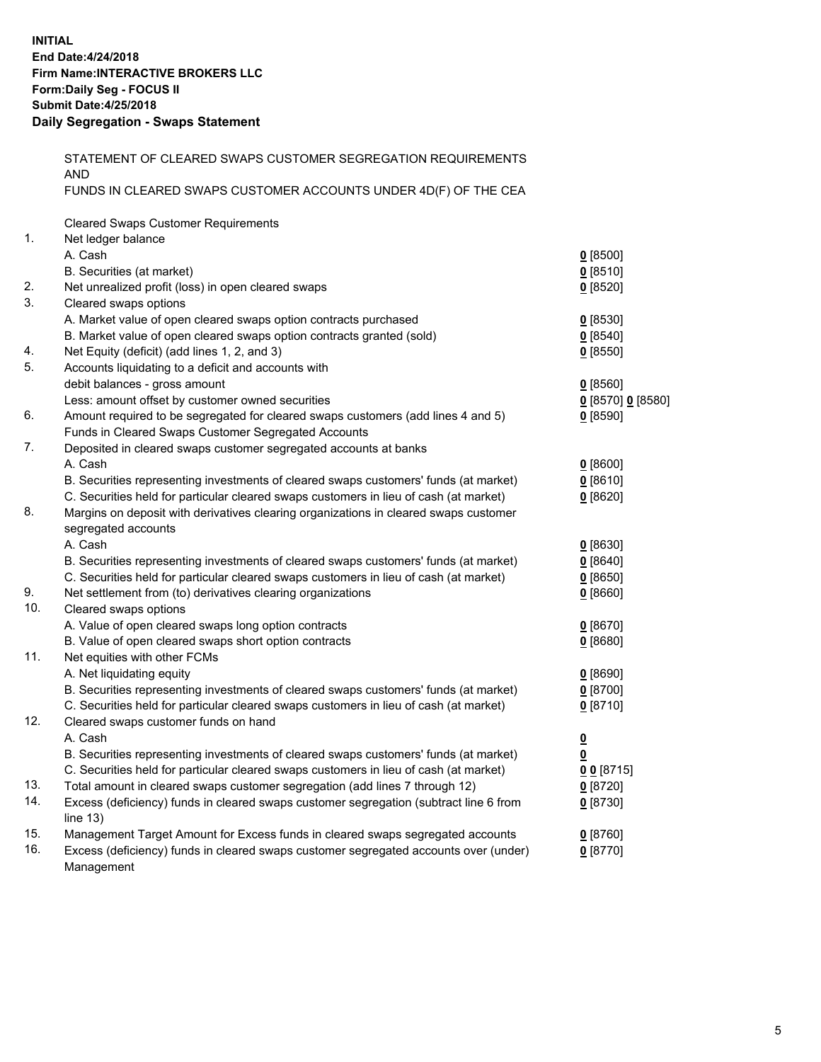**INITIAL**
**End Date:4/24/2018**
**Firm Name:INTERACTIVE BROKERS LLC**
**Form:Daily Seg - FOCUS II**
**Submit Date:4/25/2018**
**Daily Segregation - Swaps Statement**

STATEMENT OF CLEARED SWAPS CUSTOMER SEGREGATION REQUIREMENTS AND FUNDS IN CLEARED SWAPS CUSTOMER ACCOUNTS UNDER 4D(F) OF THE CEA

| | | |
|---|---|---|
| | Cleared Swaps Customer Requirements | |
| 1. | Net ledger balance | |
| | A. Cash | 0 [8500] |
| | B. Securities (at market) | 0 [8510] |
| 2. | Net unrealized profit (loss) in open cleared swaps | 0 [8520] |
| 3. | Cleared swaps options | |
| | A. Market value of open cleared swaps option contracts purchased | 0 [8530] |
| | B. Market value of open cleared swaps option contracts granted (sold) | 0 [8540] |
| 4. | Net Equity (deficit) (add lines 1, 2, and 3) | 0 [8550] |
| 5. | Accounts liquidating to a deficit and accounts with | |
| | debit balances - gross amount | 0 [8560] |
| | Less: amount offset by customer owned securities | 0 [8570] 0 [8580] |
| 6. | Amount required to be segregated for cleared swaps customers (add lines 4 and 5) | 0 [8590] |
| | Funds in Cleared Swaps Customer Segregated Accounts | |
| 7. | Deposited in cleared swaps customer segregated accounts at banks | |
| | A. Cash | 0 [8600] |
| | B. Securities representing investments of cleared swaps customers' funds (at market) | 0 [8610] |
| | C. Securities held for particular cleared swaps customers in lieu of cash (at market) | 0 [8620] |
| 8. | Margins on deposit with derivatives clearing organizations in cleared swaps customer segregated accounts | |
| | A. Cash | 0 [8630] |
| | B. Securities representing investments of cleared swaps customers' funds (at market) | 0 [8640] |
| | C. Securities held for particular cleared swaps customers in lieu of cash (at market) | 0 [8650] |
| 9. | Net settlement from (to) derivatives clearing organizations | 0 [8660] |
| 10. | Cleared swaps options | |
| | A. Value of open cleared swaps long option contracts | 0 [8670] |
| | B. Value of open cleared swaps short option contracts | 0 [8680] |
| 11. | Net equities with other FCMs | |
| | A. Net liquidating equity | 0 [8690] |
| | B. Securities representing investments of cleared swaps customers' funds (at market) | 0 [8700] |
| | C. Securities held for particular cleared swaps customers in lieu of cash (at market) | 0 [8710] |
| 12. | Cleared swaps customer funds on hand | |
| | A. Cash | 0 |
| | B. Securities representing investments of cleared swaps customers' funds (at market) | 0 |
| | C. Securities held for particular cleared swaps customers in lieu of cash (at market) | 0 0 [8715] |
| 13. | Total amount in cleared swaps customer segregation (add lines 7 through 12) | 0 [8720] |
| 14. | Excess (deficiency) funds in cleared swaps customer segregation (subtract line 6 from line 13) | 0 [8730] |
| 15. | Management Target Amount for Excess funds in cleared swaps segregated accounts | 0 [8760] |
| 16. | Excess (deficiency) funds in cleared swaps customer segregated accounts over (under) Management | 0 [8770] |